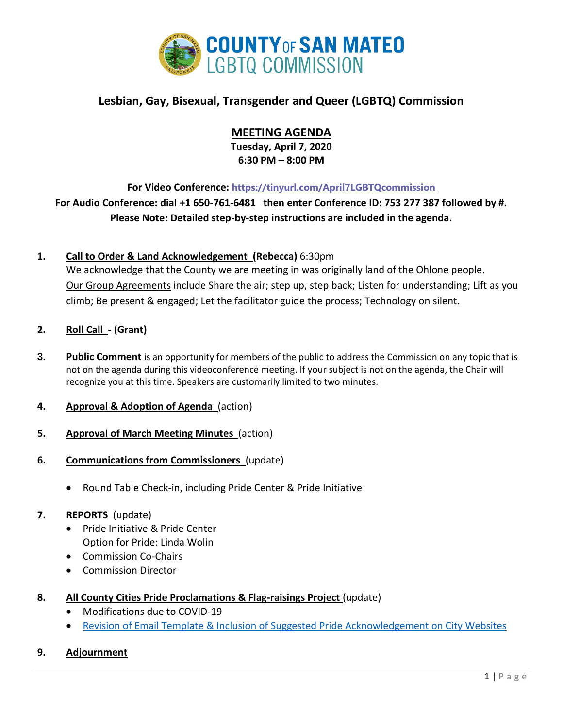# COUNTY OF SAN MATEO LGBTQ COMMISSION

## Lesbian, Gay, Bisexual, Transgender and Queer (LGBTQ) Commission

## MEETING AGENDA

**Tuesday, April 7, 2020**
**6:30 PM – 8:00 PM**

**For Video Conference: [https://tinyurl.com/April7LGBTQcommission](https://tinyurl.com/April7LGBTQcommission)**
**For Audio Conference: dial +1 650-761-6481 then enter Conference ID: 753 277 387 followed by #.**
**Please Note: Detailed step-by-step instructions are included in the agenda.**

1. **Call to Order & Land Acknowledgement (Rebecca)** 6:30pm
   We acknowledge that the County we are meeting in was originally land of the Ohlone people.
   Our Group Agreements include Share the air; step up, step back; Listen for understanding; Lift as you climb; Be present & engaged; Let the facilitator guide the process; Technology on silent.

2. **Roll Call - (Grant)**

3. **Public Comment** is an opportunity for members of the public to address the Commission on any topic that is not on the agenda during this videoconference meeting. If your subject is not on the agenda, the Chair will recognize you at this time. Speakers are customarily limited to two minutes.

4. **Approval & Adoption of Agenda** (action)

5. **Approval of March Meeting Minutes** (action)

6. **Communications from Commissioners** (update)
   - Round Table Check-in, including Pride Center & Pride Initiative

7. **REPORTS** (update)
   - Pride Initiative & Pride Center
     Option for Pride: Linda Wolin
   - Commission Co-Chairs
   - Commission Director

8. **All County Cities Pride Proclamations & Flag-raisings Project** (update)
   - Modifications due to COVID-19
   - Revision of Email Template & Inclusion of Suggested Pride Acknowledgement on City Websites

9. **Adjournment**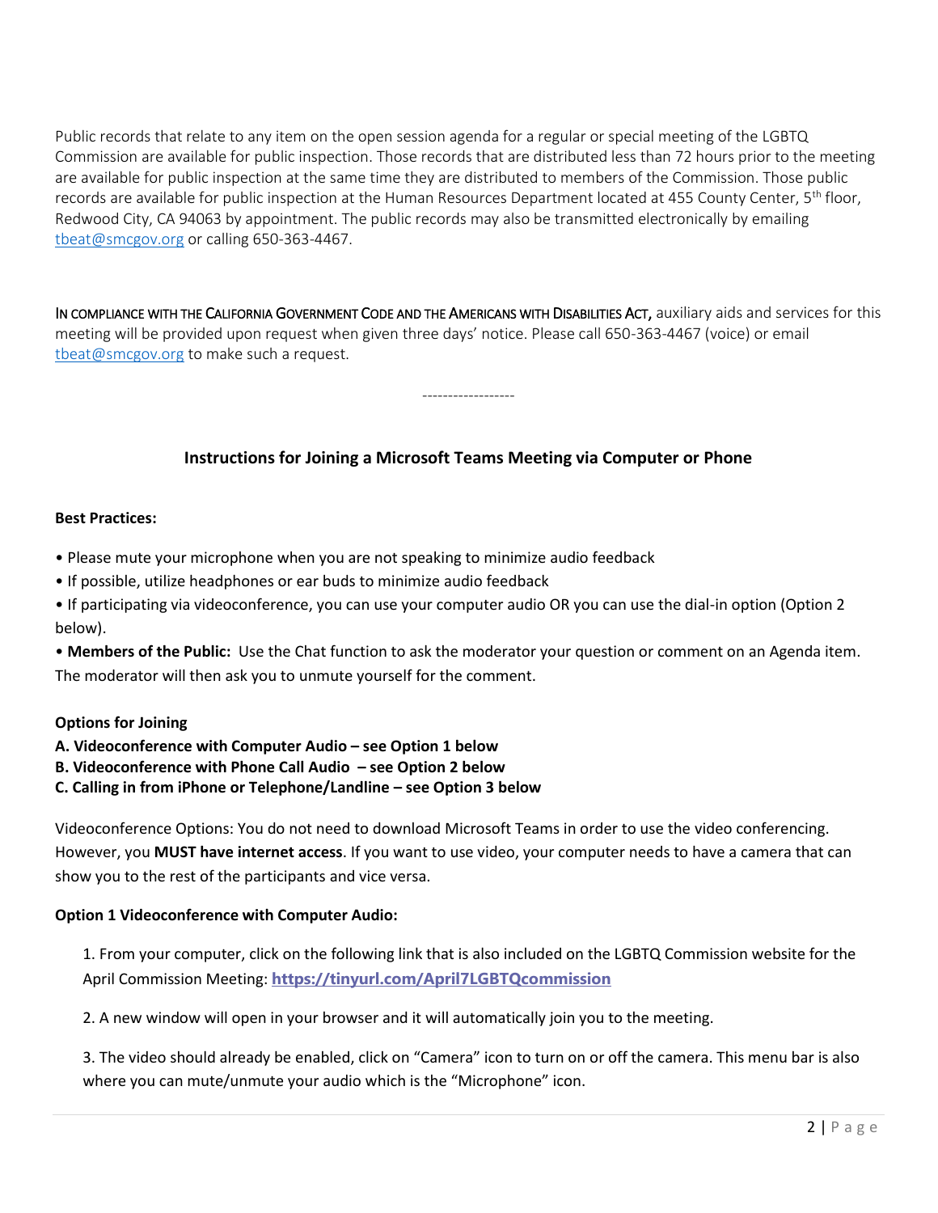Public records that relate to any item on the open session agenda for a regular or special meeting of the LGBTQ Commission are available for public inspection. Those records that are distributed less than 72 hours prior to the meeting are available for public inspection at the same time they are distributed to members of the Commission. Those public records are available for public inspection at the Human Resources Department located at 455 County Center, 5th floor, Redwood City, CA 94063 by appointment. The public records may also be transmitted electronically by emailing tbeat@smcgov.org or calling 650-363-4467.

IN COMPLIANCE WITH THE CALIFORNIA GOVERNMENT CODE AND THE AMERICANS WITH DISABILITIES ACT, auxiliary aids and services for this meeting will be provided upon request when given three days' notice. Please call 650-363-4467 (voice) or email tbeat@smcgov.org to make such a request.

------------------

## Instructions for Joining a Microsoft Teams Meeting via Computer or Phone

**Best Practices:**

- Please mute your microphone when you are not speaking to minimize audio feedback
- If possible, utilize headphones or ear buds to minimize audio feedback
- If participating via videoconference, you can use your computer audio OR you can use the dial-in option (Option 2 below).
- **Members of the Public:** Use the Chat function to ask the moderator your question or comment on an Agenda item. The moderator will then ask you to unmute yourself for the comment.

**Options for Joining**

**A. Videoconference with Computer Audio – see Option 1 below**
**B. Videoconference with Phone Call Audio – see Option 2 below**
**C. Calling in from iPhone or Telephone/Landline – see Option 3 below**

Videoconference Options: You do not need to download Microsoft Teams in order to use the video conferencing. However, you **MUST have internet access**. If you want to use video, your computer needs to have a camera that can show you to the rest of the participants and vice versa.

**Option 1 Videoconference with Computer Audio:**

1. From your computer, click on the following link that is also included on the LGBTQ Commission website for the April Commission Meeting: **https://tinyurl.com/April7LGBTQcommission**

2. A new window will open in your browser and it will automatically join you to the meeting.

3. The video should already be enabled, click on "Camera" icon to turn on or off the camera. This menu bar is also where you can mute/unmute your audio which is the "Microphone" icon.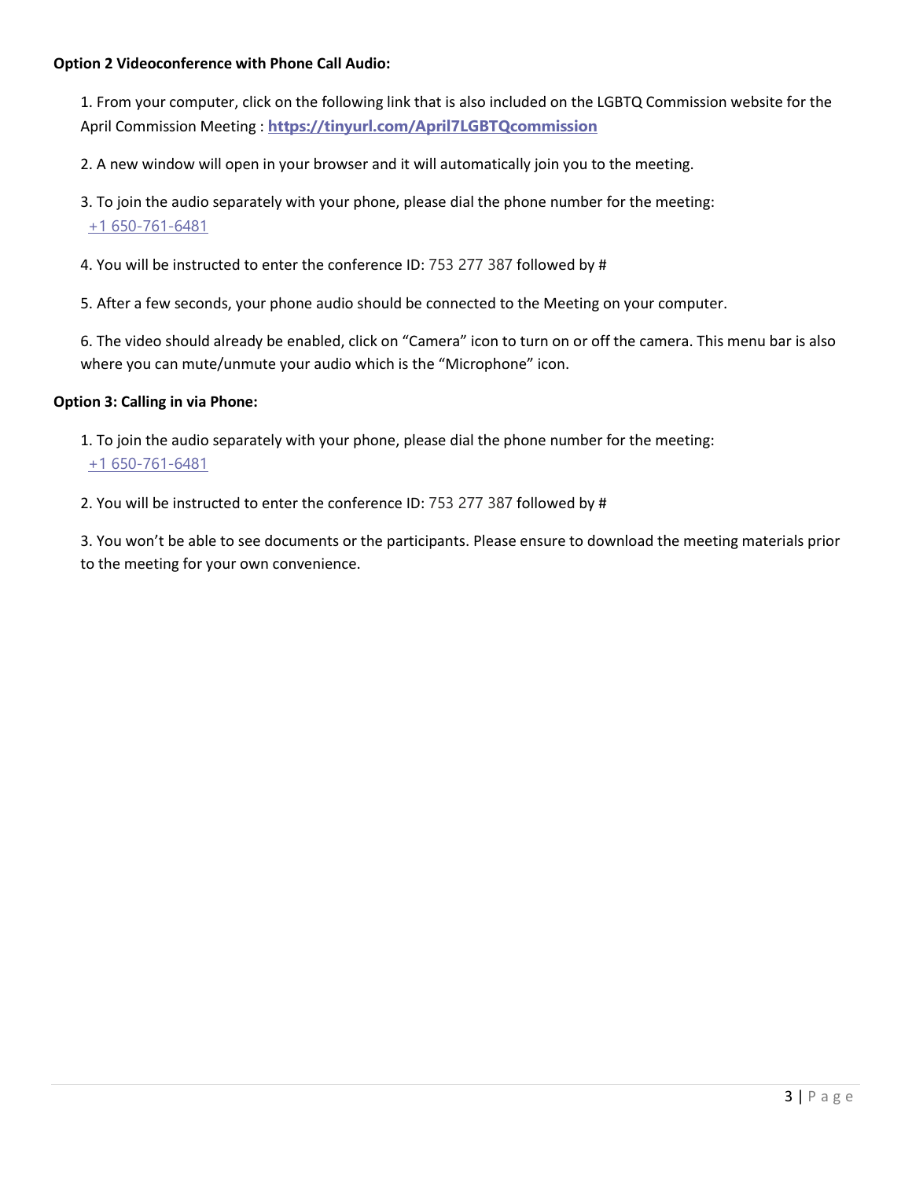**Option 2 Videoconference with Phone Call Audio:**

1. From your computer, click on the following link that is also included on the LGBTQ Commission website for the April Commission Meeting : **https://tinyurl.com/April7LGBTQcommission**

2. A new window will open in your browser and it will automatically join you to the meeting.

3. To join the audio separately with your phone, please dial the phone number for the meeting: +1 650-761-6481

4. You will be instructed to enter the conference ID: 753 277 387 followed by #

5. After a few seconds, your phone audio should be connected to the Meeting on your computer.

6. The video should already be enabled, click on "Camera" icon to turn on or off the camera. This menu bar is also where you can mute/unmute your audio which is the "Microphone" icon.

**Option 3: Calling in via Phone:**

1. To join the audio separately with your phone, please dial the phone number for the meeting: +1 650-761-6481

2. You will be instructed to enter the conference ID: 753 277 387 followed by #

3. You won't be able to see documents or the participants. Please ensure to download the meeting materials prior to the meeting for your own convenience.